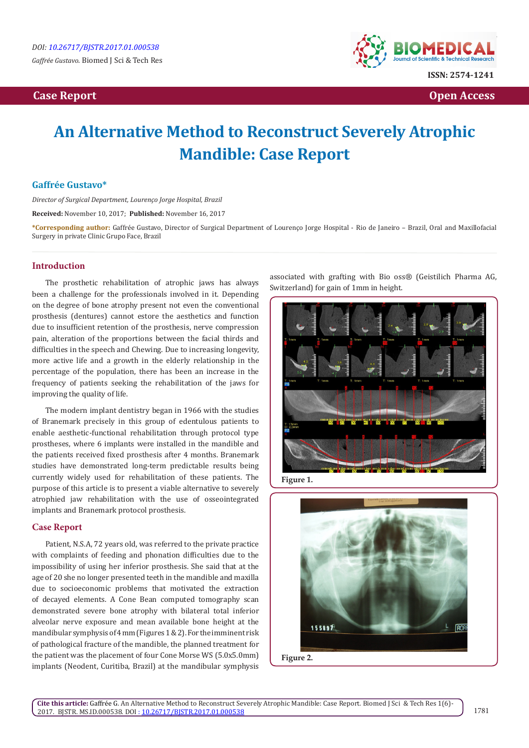DOI: 10.26717/BJSTR.2017.01.000538

*Gaffrée Gustavo.* Biomed J Sci & Tech Res

ISSN: 2574-1241

**Case Report** | **Open Access**

# An Alternative Method to Reconstruct Severely Atrophic Mandible: Case Report

**Gaffrée Gustavo***

*Director of Surgical Department, Lourenço Jorge Hospital, Brazil*

**Received:** November 10, 2017; **Published:** November 16, 2017

***Corresponding author:** Gaffrée Gustavo, Director of Surgical Department of Lourenço Jorge Hospital - Rio de Janeiro – Brazil, Oral and Maxillofacial Surgery in private Clinic Grupo Face, Brazil

## Introduction

The prosthetic rehabilitation of atrophic jaws has always been a challenge for the professionals involved in it. Depending on the degree of bone atrophy present not even the conventional prosthesis (dentures) cannot estore the aesthetics and function due to insufficient retention of the prosthesis, nerve compression pain, alteration of the proportions between the facial thirds and difficulties in the speech and Chewing. Due to increasing longevity, more active life and a growth in the elderly relationship in the percentage of the population, there has been an increase in the frequency of patients seeking the rehabilitation of the jaws for improving the quality of life.

The modern implant dentistry began in 1966 with the studies of Branemark precisely in this group of edentulous patients to enable aesthetic-functional rehabilitation through protocol type prostheses, where 6 implants were installed in the mandible and the patients received fixed prosthesis after 4 months. Branemark studies have demonstrated long-term predictable results being currently widely used for rehabilitation of these patients. The purpose of this article is to present a viable alternative to severely atrophied jaw rehabilitation with the use of osseointegrated implants and Branemark protocol prosthesis.

## Case Report

Patient, N.S.A, 72 years old, was referred to the private practice with complaints of feeding and phonation difficulties due to the impossibility of using her inferior prosthesis. She said that at the age of 20 she no longer presented teeth in the mandible and maxilla due to socioeconomic problems that motivated the extraction of decayed elements. A Cone Bean computed tomography scan demonstrated severe bone atrophy with bilateral total inferior alveolar nerve exposure and mean available bone height at the mandibular symphysis of 4 mm (Figures 1 & 2). For the imminent risk of pathological fracture of the mandible, the planned treatment for the patient was the placement of four Cone Morse WS (5.0x5.0mm) implants (Neodent, Curitiba, Brazil) at the mandibular symphysis associated with grafting with Bio oss® (Geistilich Pharma AG, Switzerland) for gain of 1mm in height.

Figure 1.

Figure 2.

**Cite this article:** Gaffrée G. An Alternative Method to Reconstruct Severely Atrophic Mandible: Case Report. Biomed J Sci & Tech Res 1(6)-2017. BJSTR. MS.ID.000538. DOI : 10.26717/BJSTR.2017.01.000538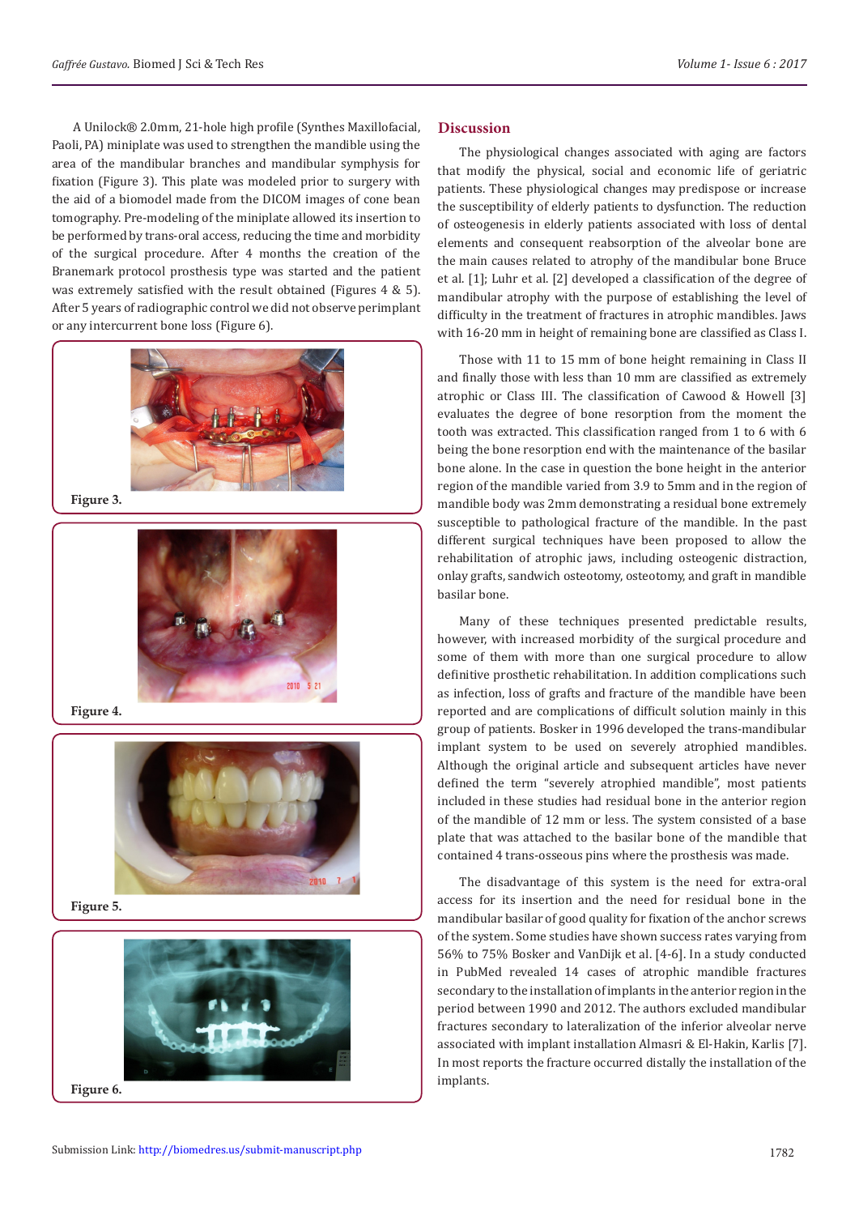A Unilock® 2.0mm, 21-hole high profile (Synthes Maxillofacial, Paoli, PA) miniplate was used to strengthen the mandible using the area of the mandibular branches and mandibular symphysis for fixation (Figure 3). This plate was modeled prior to surgery with the aid of a biomodel made from the DICOM images of cone bean tomography. Pre-modeling of the miniplate allowed its insertion to be performed by trans-oral access, reducing the time and morbidity of the surgical procedure. After 4 months the creation of the Branemark protocol prosthesis type was started and the patient was extremely satisfied with the result obtained (Figures 4 & 5). After 5 years of radiographic control we did not observe perimplant or any intercurrent bone loss (Figure 6).

**Figure 3.**

**Figure 4.**

**Figure 5.**

**Figure 6.**

## Discussion

The physiological changes associated with aging are factors that modify the physical, social and economic life of geriatric patients. These physiological changes may predispose or increase the susceptibility of elderly patients to dysfunction. The reduction of osteogenesis in elderly patients associated with loss of dental elements and consequent reabsorption of the alveolar bone are the main causes related to atrophy of the mandibular bone Bruce et al. [1]; Luhr et al. [2] developed a classification of the degree of mandibular atrophy with the purpose of establishing the level of difficulty in the treatment of fractures in atrophic mandibles. Jaws with 16-20 mm in height of remaining bone are classified as Class I.

Those with 11 to 15 mm of bone height remaining in Class II and finally those with less than 10 mm are classified as extremely atrophic or Class III. The classification of Cawood & Howell [3] evaluates the degree of bone resorption from the moment the tooth was extracted. This classification ranged from 1 to 6 with 6 being the bone resorption end with the maintenance of the basilar bone alone. In the case in question the bone height in the anterior region of the mandible varied from 3.9 to 5mm and in the region of mandible body was 2mm demonstrating a residual bone extremely susceptible to pathological fracture of the mandible. In the past different surgical techniques have been proposed to allow the rehabilitation of atrophic jaws, including osteogenic distraction, onlay grafts, sandwich osteotomy, osteotomy, and graft in mandible basilar bone.

Many of these techniques presented predictable results, however, with increased morbidity of the surgical procedure and some of them with more than one surgical procedure to allow definitive prosthetic rehabilitation. In addition complications such as infection, loss of grafts and fracture of the mandible have been reported and are complications of difficult solution mainly in this group of patients. Bosker in 1996 developed the trans-mandibular implant system to be used on severely atrophied mandibles. Although the original article and subsequent articles have never defined the term "severely atrophied mandible", most patients included in these studies had residual bone in the anterior region of the mandible of 12 mm or less. The system consisted of a base plate that was attached to the basilar bone of the mandible that contained 4 trans-osseous pins where the prosthesis was made.

The disadvantage of this system is the need for extra-oral access for its insertion and the need for residual bone in the mandibular basilar of good quality for fixation of the anchor screws of the system. Some studies have shown success rates varying from 56% to 75% Bosker and VanDijk et al. [4-6]. In a study conducted in PubMed revealed 14 cases of atrophic mandible fractures secondary to the installation of implants in the anterior region in the period between 1990 and 2012. The authors excluded mandibular fractures secondary to lateralization of the inferior alveolar nerve associated with implant installation Almasri & El-Hakin, Karlis [7]. In most reports the fracture occurred distally the installation of the implants.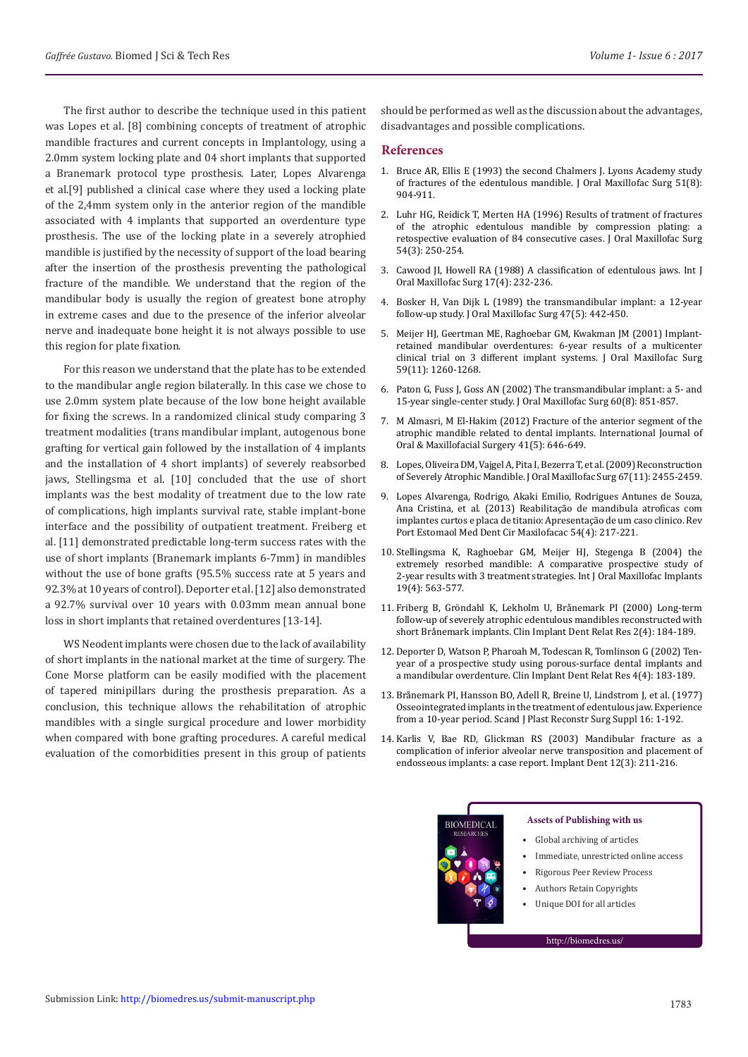The first author to describe the technique used in this patient was Lopes et al. [8] combining concepts of treatment of atrophic mandible fractures and current concepts in Implantology, using a 2.0mm system locking plate and 04 short implants that supported a Branemark protocol type prosthesis. Later, Lopes Alvarenga et al.[9] published a clinical case where they used a locking plate of the 2,4mm system only in the anterior region of the mandible associated with 4 implants that supported an overdenture type prosthesis. The use of the locking plate in a severely atrophied mandible is justified by the necessity of support of the load bearing after the insertion of the prosthesis preventing the pathological fracture of the mandible. We understand that the region of the mandibular body is usually the region of greatest bone atrophy in extreme cases and due to the presence of the inferior alveolar nerve and inadequate bone height it is not always possible to use this region for plate fixation.

For this reason we understand that the plate has to be extended to the mandibular angle region bilaterally. In this case we chose to use 2.0mm system plate because of the low bone height available for fixing the screws. In a randomized clinical study comparing 3 treatment modalities (trans mandibular implant, autogenous bone grafting for vertical gain followed by the installation of 4 implants and the installation of 4 short implants) of severely reabsorbed jaws, Stellingsma et al. [10] concluded that the use of short implants was the best modality of treatment due to the low rate of complications, high implants survival rate, stable implant-bone interface and the possibility of outpatient treatment. Freiberg et al. [11] demonstrated predictable long-term success rates with the use of short implants (Branemark implants 6-7mm) in mandibles without the use of bone grafts (95.5% success rate at 5 years and 92.3% at 10 years of control). Deporter et al. [12] also demonstrated a 92.7% survival over 10 years with 0.03mm mean annual bone loss in short implants that retained overdentures [13-14].

WS Neodent implants were chosen due to the lack of availability of short implants in the national market at the time of surgery. The Cone Morse platform can be easily modified with the placement of tapered minipillars during the prosthesis preparation. As a conclusion, this technique allows the rehabilitation of atrophic mandibles with a single surgical procedure and lower morbidity when compared with bone grafting procedures. A careful medical evaluation of the comorbidities present in this group of patients should be performed as well as the discussion about the advantages, disadvantages and possible complications.

## References

1. Bruce AR, Ellis E (1993) the second Chalmers J. Lyons Academy study of fractures of the edentulous mandible. J Oral Maxillofac Surg 51(8): 904-911.
2. Luhr HG, Reidick T, Merten HA (1996) Results of tratment of fractures of the atrophic edentulous mandible by compression plating: a retospective evaluation of 84 consecutive cases. J Oral Maxillofac Surg 54(3): 250-254.
3. Cawood JI, Howell RA (1988) A classification of edentulous jaws. Int J Oral Maxillofac Surg 17(4): 232-236.
4. Bosker H, Van Dijk L (1989) the transmandibular implant: a 12-year follow-up study. J Oral Maxillofac Surg 47(5): 442-450.
5. Meijer HJ, Geertman ME, Raghoebar GM, Kwakman JM (2001) Implant-retained mandibular overdentures: 6-year results of a multicenter clinical trial on 3 different implant systems. J Oral Maxillofac Surg 59(11): 1260-1268.
6. Paton G, Fuss J, Goss AN (2002) The transmandibular implant: a 5- and 15-year single-center study. J Oral Maxillofac Surg 60(8): 851-857.
7. M Almasri, M El-Hakim (2012) Fracture of the anterior segment of the atrophic mandible related to dental implants. International Journal of Oral & Maxillofacial Surgery 41(5): 646-649.
8. Lopes, Oliveira DM, Vajgel A, Pita I, Bezerra T, et al. (2009) Reconstruction of Severely Atrophic Mandible. J Oral Maxillofac Surg 67(11): 2455-2459.
9. Lopes Alvarenga, Rodrigo, Akaki Emilio, Rodrigues Antunes de Souza, Ana Cristina, et al. (2013) Reabilitação de mandibula atroficas com implantes curtos e placa de titanio: Apresentação de um caso clinico. Rev Port Estomaol Med Dent Cir Maxilofacac 54(4): 217-221.
10. Stellingsma K, Raghoebar GM, Meijer HJ, Stegenga B (2004) the extremely resorbed mandible: A comparative prospective study of 2-year results with 3 treatment strategies. Int J Oral Maxillofac Implants 19(4): 563-577.
11. Friberg B, Gröndahl K, Lekholm U, Brånemark PI (2000) Long-term follow-up of severely atrophic edentulous mandibles reconstructed with short Brånemark implants. Clin Implant Dent Relat Res 2(4): 184-189.
12. Deporter D, Watson P, Pharoah M, Todescan R, Tomlinson G (2002) Ten-year of a prospective study using porous-surface dental implants and a mandibular overdenture. Clin Implant Dent Relat Res 4(4): 183-189.
13. Brånemark PI, Hansson BO, Adell R, Breine U, Lindstrom J, et al. (1977) Osseointegrated implants in the treatment of edentulous jaw. Experience from a 10-year period. Scand J Plast Reconstr Surg Suppl 16: 1-192.
14. Karlis V, Bae RD, Glickman RS (2003) Mandibular fracture as a complication of inferior alveolar nerve transposition and placement of endosseous implants: a case report. Implant Dent 12(3): 211-216.

**Assets of Publishing with us**

- Global archiving of articles
- Immediate, unrestricted online access
- Rigorous Peer Review Process
- Authors Retain Copyrights
- Unique DOI for all articles

http://biomedres.us/

Submission Link: http://biomedres.us/submit-manuscript.php